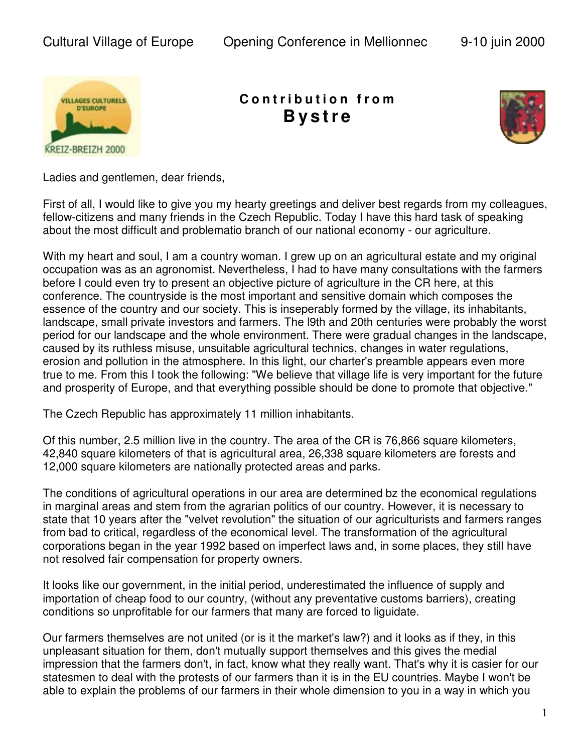## Contribution from
# Bystre

Ladies and gentlemen, dear friends,

First of all, I would like to give you my hearty greetings and deliver best regards from my colleagues, fellow-citizens and many friends in the Czech Republic. Today I have this hard task of speaking about the most difficult and problematio branch of our national economy - our agriculture.

With my heart and soul, I am a country woman. I grew up on an agricultural estate and my original occupation was as an agronomist. Nevertheless, I had to have many consultations with the farmers before I could even try to present an objective picture of agriculture in the CR here, at this conference. The countryside is the most important and sensitive domain which composes the essence of the country and our society. This is inseperably formed by the village, its inhabitants, landscape, small private investors and farmers. The l9th and 20th centuries were probably the worst period for our landscape and the whole environment. There were gradual changes in the landscape, caused by its ruthless misuse, unsuitable agricultural technics, changes in water regulations, erosion and pollution in the atmosphere. In this light, our charter's preamble appears even more true to me. From this I took the following: "We believe that village life is very important for the future and prosperity of Europe, and that everything possible should be done to promote that objective."

The Czech Republic has approximately 11 million inhabitants.

Of this number, 2.5 million live in the country. The area of the CR is 76,866 square kilometers, 42,840 square kilometers of that is agricultural area, 26,338 square kilometers are forests and 12,000 square kilometers are nationally protected areas and parks.

The conditions of agricultural operations in our area are determined bz the economical regulations in marginal areas and stem from the agrarian politics of our country. However, it is necessary to state that 10 years after the "velvet revolution" the situation of our agriculturists and farmers ranges from bad to critical, regardless of the economical level. The transformation of the agricultural corporations began in the year 1992 based on imperfect laws and, in some places, they still have not resolved fair compensation for property owners.

It looks like our government, in the initial period, underestimated the influence of supply and importation of cheap food to our country, (without any preventative customs barriers), creating conditions so unprofitable for our farmers that many are forced to liguidate.

Our farmers themselves are not united (or is it the market's law?) and it looks as if they, in this unpleasant situation for them, don't mutually support themselves and this gives the medial impression that the farmers don't, in fact, know what they really want. That's why it is casier for our statesmen to deal with the protests of our farmers than it is in the EU countries. Maybe I won't be able to explain the problems of our farmers in their whole dimension to you in a way in which you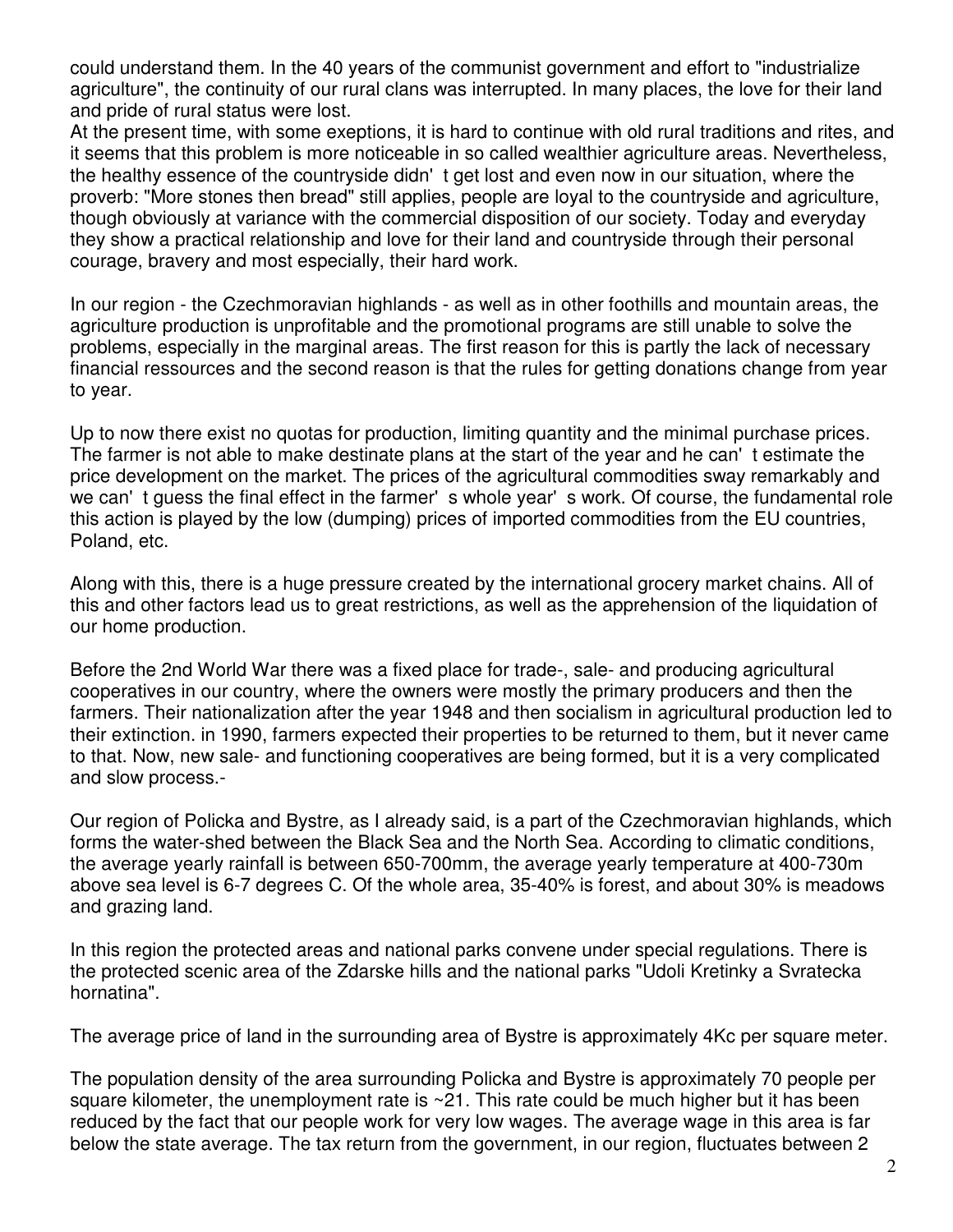could understand them. In the 40 years of the communist government and effort to "industrialize agriculture", the continuity of our rural clans was interrupted. In many places, the love for their land and pride of rural status were lost.

At the present time, with some exeptions, it is hard to continue with old rural traditions and rites, and it seems that this problem is more noticeable in so called wealthier agriculture areas. Nevertheless, the healthy essence of the countryside didn' t get lost and even now in our situation, where the proverb: "More stones then bread" still applies, people are loyal to the countryside and agriculture, though obviously at variance with the commercial disposition of our society. Today and everyday they show a practical relationship and love for their land and countryside through their personal courage, bravery and most especially, their hard work.

In our region - the Czechmoravian highlands - as well as in other foothills and mountain areas, the agriculture production is unprofitable and the promotional programs are still unable to solve the problems, especially in the marginal areas. The first reason for this is partly the lack of necessary financial ressources and the second reason is that the rules for getting donations change from year to year.

Up to now there exist no quotas for production, limiting quantity and the minimal purchase prices. The farmer is not able to make destinate plans at the start of the year and he can' t estimate the price development on the market. The prices of the agricultural commodities sway remarkably and we can' t guess the final effect in the farmer' s whole year' s work. Of course, the fundamental role this action is played by the low (dumping) prices of imported commodities from the EU countries, Poland, etc.

Along with this, there is a huge pressure created by the international grocery market chains. All of this and other factors lead us to great restrictions, as well as the apprehension of the liquidation of our home production.

Before the 2nd World War there was a fixed place for trade-, sale- and producing agricultural cooperatives in our country, where the owners were mostly the primary producers and then the farmers. Their nationalization after the year 1948 and then socialism in agricultural production led to their extinction. in 1990, farmers expected their properties to be returned to them, but it never came to that. Now, new sale- and functioning cooperatives are being formed, but it is a very complicated and slow process.-

Our region of Policka and Bystre, as I already said, is a part of the Czechmoravian highlands, which forms the water-shed between the Black Sea and the North Sea. According to climatic conditions, the average yearly rainfall is between 650-700mm, the average yearly temperature at 400-730m above sea level is 6-7 degrees C. Of the whole area, 35-40% is forest, and about 30% is meadows and grazing land.

In this region the protected areas and national parks convene under special regulations. There is the protected scenic area of the Zdarske hills and the national parks "Udoli Kretinky a Svratecka hornatina".

The average price of land in the surrounding area of Bystre is approximately 4Kc per square meter.

The population density of the area surrounding Policka and Bystre is approximately 70 people per square kilometer, the unemployment rate is ~21. This rate could be much higher but it has been reduced by the fact that our people work for very low wages. The average wage in this area is far below the state average. The tax return from the government, in our region, fluctuates between 2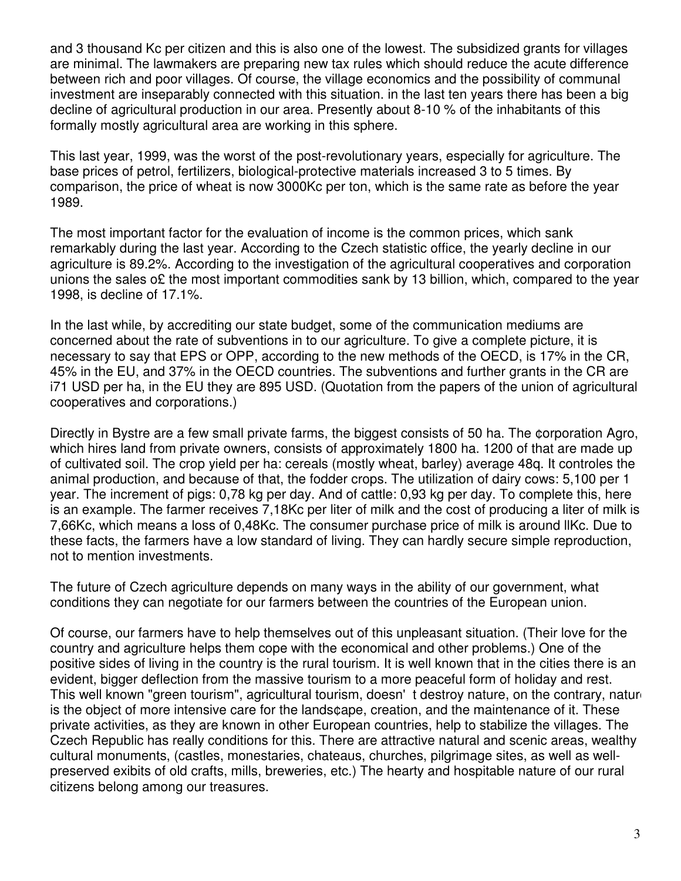and 3 thousand Kc per citizen and this is also one of the lowest. The subsidized grants for villages are minimal. The lawmakers are preparing new tax rules which should reduce the acute difference between rich and poor villages. Of course, the village economics and the possibility of communal investment are inseparably connected with this situation. in the last ten years there has been a big decline of agricultural production in our area. Presently about 8-10 % of the inhabitants of this formally mostly agricultural area are working in this sphere.

This last year, 1999, was the worst of the post-revolutionary years, especially for agriculture. The base prices of petrol, fertilizers, biological-protective materials increased 3 to 5 times. By comparison, the price of wheat is now 3000Kc per ton, which is the same rate as before the year 1989.

The most important factor for the evaluation of income is the common prices, which sank remarkably during the last year. According to the Czech statistic office, the yearly decline in our agriculture is 89.2%. According to the investigation of the agricultural cooperatives and corporation unions the sales o£ the most important commodities sank by 13 billion, which, compared to the year 1998, is decline of 17.1%.

In the last while, by accrediting our state budget, some of the communication mediums are concerned about the rate of subventions in to our agriculture. To give a complete picture, it is necessary to say that EPS or OPP, according to the new methods of the OECD, is 17% in the CR, 45% in the EU, and 37% in the OECD countries. The subventions and further grants in the CR are i71 USD per ha, in the EU they are 895 USD. (Quotation from the papers of the union of agricultural cooperatives and corporations.)

Directly in Bystre are a few small private farms, the biggest consists of 50 ha. The ¢orporation Agro, which hires land from private owners, consists of approximately 1800 ha. 1200 of that are made up of cultivated soil. The crop yield per ha: cereals (mostly wheat, barley) average 48q. It controles the animal production, and because of that, the fodder crops. The utilization of dairy cows: 5,100 per 1 year. The increment of pigs: 0,78 kg per day. And of cattle: 0,93 kg per day. To complete this, here is an example. The farmer receives 7,18Kc per liter of milk and the cost of producing a liter of milk is 7,66Kc, which means a loss of 0,48Kc. The consumer purchase price of milk is around llKc. Due to these facts, the farmers have a low standard of living. They can hardly secure simple reproduction, not to mention investments.

The future of Czech agriculture depends on many ways in the ability of our government, what conditions they can negotiate for our farmers between the countries of the European union.

Of course, our farmers have to help themselves out of this unpleasant situation. (Their love for the country and agriculture helps them cope with the economical and other problems.) One of the positive sides of living in the country is the rural tourism. It is well known that in the cities there is an evident, bigger deflection from the massive tourism to a more peaceful form of holiday and rest. This well known "green tourism", agricultural tourism, doesn' t destroy nature, on the contrary, nature is the object of more intensive care for the lands¢ape, creation, and the maintenance of it. These private activities, as they are known in other European countries, help to stabilize the villages. The Czech Republic has really conditions for this. There are attractive natural and scenic areas, wealthy cultural monuments, (castles, monestaries, chateaus, churches, pilgrimage sites, as well as well-preserved exibits of old crafts, mills, breweries, etc.) The hearty and hospitable nature of our rural citizens belong among our treasures.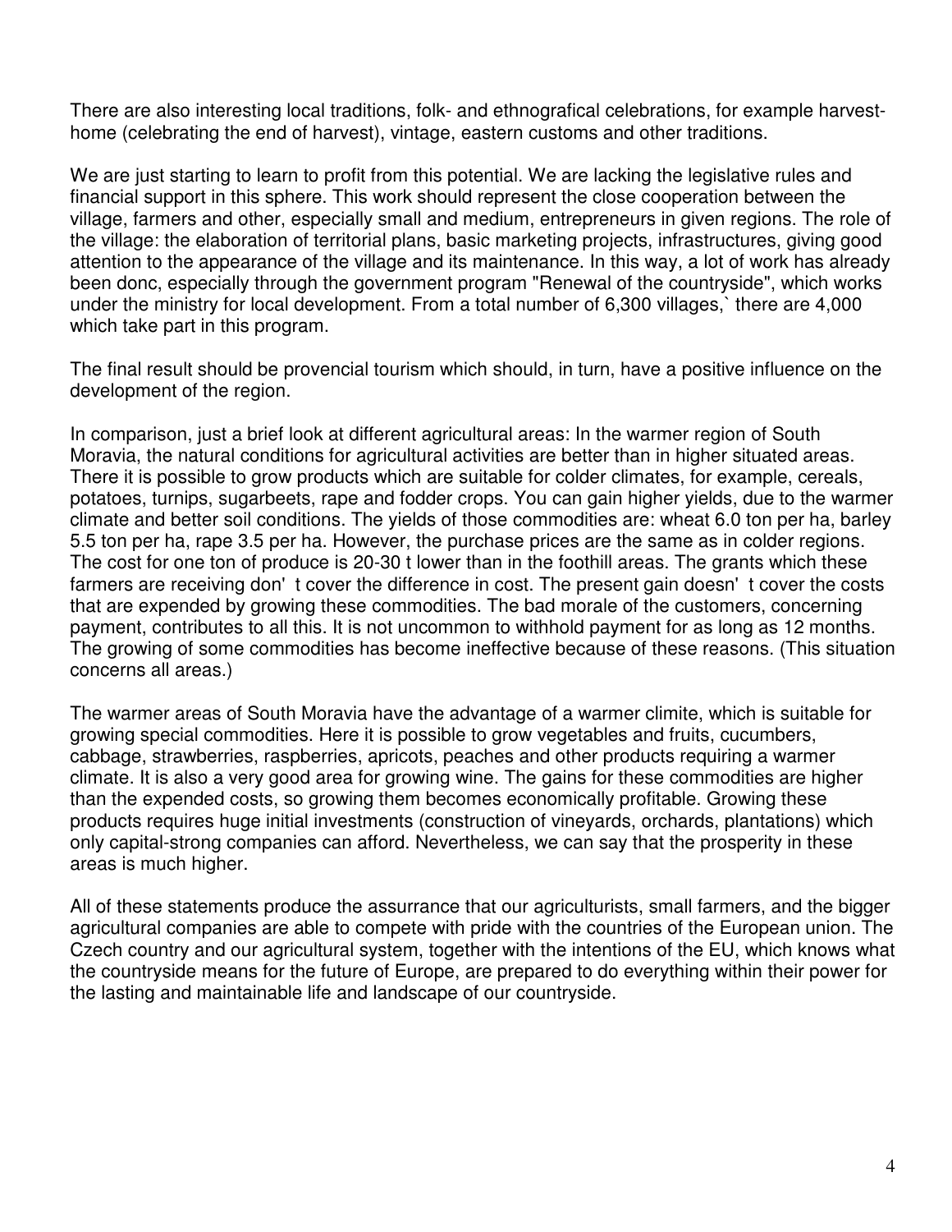There are also interesting local traditions, folk- and ethnografical celebrations, for example harvest-home (celebrating the end of harvest), vintage, eastern customs and other traditions.

We are just starting to learn to profit from this potential. We are lacking the legislative rules and financial support in this sphere. This work should represent the close cooperation between the village, farmers and other, especially small and medium, entrepreneurs in given regions. The role of the village: the elaboration of territorial plans, basic marketing projects, infrastructures, giving good attention to the appearance of the village and its maintenance. In this way, a lot of work has already been donc, especially through the government program "Renewal of the countryside", which works under the ministry for local development. From a total number of 6,300 villages,` there are 4,000 which take part in this program.

The final result should be provencial tourism which should, in turn, have a positive influence on the development of the region.

In comparison, just a brief look at different agricultural areas: In the warmer region of South Moravia, the natural conditions for agricultural activities are better than in higher situated areas. There it is possible to grow products which are suitable for colder climates, for example, cereals, potatoes, turnips, sugarbeets, rape and fodder crops. You can gain higher yields, due to the warmer climate and better soil conditions. The yields of those commodities are: wheat 6.0 ton per ha, barley 5.5 ton per ha, rape 3.5 per ha. However, the purchase prices are the same as in colder regions. The cost for one ton of produce is 20-30 t lower than in the foothill areas. The grants which these farmers are receiving don' t cover the difference in cost. The present gain doesn' t cover the costs that are expended by growing these commodities. The bad morale of the customers, concerning payment, contributes to all this. It is not uncommon to withhold payment for as long as 12 months. The growing of some commodities has become ineffective because of these reasons. (This situation concerns all areas.)

The warmer areas of South Moravia have the advantage of a warmer climite, which is suitable for growing special commodities. Here it is possible to grow vegetables and fruits, cucumbers, cabbage, strawberries, raspberries, apricots, peaches and other products requiring a warmer climate. It is also a very good area for growing wine. The gains for these commodities are higher than the expended costs, so growing them becomes economically profitable. Growing these products requires huge initial investments (construction of vineyards, orchards, plantations) which only capital-strong companies can afford. Nevertheless, we can say that the prosperity in these areas is much higher.

All of these statements produce the assurrance that our agriculturists, small farmers, and the bigger agricultural companies are able to compete with pride with the countries of the European union. The Czech country and our agricultural system, together with the intentions of the EU, which knows what the countryside means for the future of Europe, are prepared to do everything within their power for the lasting and maintainable life and landscape of our countryside.